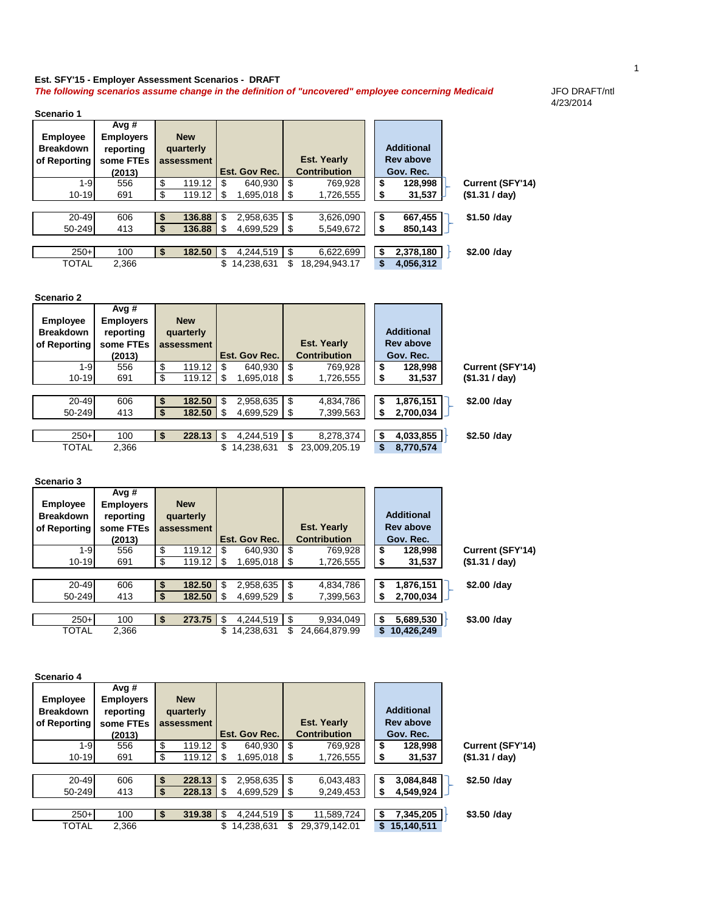**Est. SFY'15 - Employer Assessment Scenarios - DRAFT**

***The following scenarios assume change in the definition of "uncovered" employee concerning Medicaid***

JFO DRAFT/ntl
4/23/2014

**Scenario 1**

| Employee Breakdown of Reporting | Avg # Employers reporting some FTEs (2013) | New quarterly assessment | Est. Gov Rec. | Est. Yearly Contribution | Additional Rev above Gov. Rec. | |
|---|---|---|---|---|---|---|
| 1-9 | 556 | $ 119.12 | $ 640,930 | $ 769,928 | $ 128,998 | Current (SFY'14) |
| 10-19 | 691 | $ 119.12 | $ 1,695,018 | $ 1,726,555 | $ 31,537 | ($1.31 / day) |
| 20-49 | 606 | $ 136.88 | $ 2,958,635 | $ 3,626,090 | $ 667,455 | $1.50 /day |
| 50-249 | 413 | $ 136.88 | $ 4,699,529 | $ 5,549,672 | $ 850,143 | |
| 250+ | 100 | $ 182.50 | $ 4,244,519 | $ 6,622,699 | $ 2,378,180 | $2.00 /day |
| TOTAL | 2,366 | | $ 14,238,631 | $ 18,294,943.17 | $ 4,056,312 | |

**Scenario 2**

| Employee Breakdown of Reporting | Avg # Employers reporting some FTEs (2013) | New quarterly assessment | Est. Gov Rec. | Est. Yearly Contribution | Additional Rev above Gov. Rec. | |
|---|---|---|---|---|---|---|
| 1-9 | 556 | $ 119.12 | $ 640,930 | $ 769,928 | $ 128,998 | Current (SFY'14) |
| 10-19 | 691 | $ 119.12 | $ 1,695,018 | $ 1,726,555 | $ 31,537 | ($1.31 / day) |
| 20-49 | 606 | $ 182.50 | $ 2,958,635 | $ 4,834,786 | $ 1,876,151 | $2.00 /day |
| 50-249 | 413 | $ 182.50 | $ 4,699,529 | $ 7,399,563 | $ 2,700,034 | |
| 250+ | 100 | $ 228.13 | $ 4,244,519 | $ 8,278,374 | $ 4,033,855 | $2.50 /day |
| TOTAL | 2,366 | | $ 14,238,631 | $ 23,009,205.19 | $ 8,770,574 | |

**Scenario 3**

| Employee Breakdown of Reporting | Avg # Employers reporting some FTEs (2013) | New quarterly assessment | Est. Gov Rec. | Est. Yearly Contribution | Additional Rev above Gov. Rec. | |
|---|---|---|---|---|---|---|
| 1-9 | 556 | $ 119.12 | $ 640,930 | $ 769,928 | $ 128,998 | Current (SFY'14) |
| 10-19 | 691 | $ 119.12 | $ 1,695,018 | $ 1,726,555 | $ 31,537 | ($1.31 / day) |
| 20-49 | 606 | $ 182.50 | $ 2,958,635 | $ 4,834,786 | $ 1,876,151 | $2.00 /day |
| 50-249 | 413 | $ 182.50 | $ 4,699,529 | $ 7,399,563 | $ 2,700,034 | |
| 250+ | 100 | $ 273.75 | $ 4,244,519 | $ 9,934,049 | $ 5,689,530 | $3.00 /day |
| TOTAL | 2,366 | | $ 14,238,631 | $ 24,664,879.99 | $ 10,426,249 | |

**Scenario 4**

| Employee Breakdown of Reporting | Avg # Employers reporting some FTEs (2013) | New quarterly assessment | Est. Gov Rec. | Est. Yearly Contribution | Additional Rev above Gov. Rec. | |
|---|---|---|---|---|---|---|
| 1-9 | 556 | $ 119.12 | $ 640,930 | $ 769,928 | $ 128,998 | Current (SFY'14) |
| 10-19 | 691 | $ 119.12 | $ 1,695,018 | $ 1,726,555 | $ 31,537 | ($1.31 / day) |
| 20-49 | 606 | $ 228.13 | $ 2,958,635 | $ 6,043,483 | $ 3,084,848 | $2.50 /day |
| 50-249 | 413 | $ 228.13 | $ 4,699,529 | $ 9,249,453 | $ 4,549,924 | |
| 250+ | 100 | $ 319.38 | $ 4,244,519 | $ 11,589,724 | $ 7,345,205 | $3.50 /day |
| TOTAL | 2,366 | | $ 14,238,631 | $ 29,379,142.01 | $ 15,140,511 | |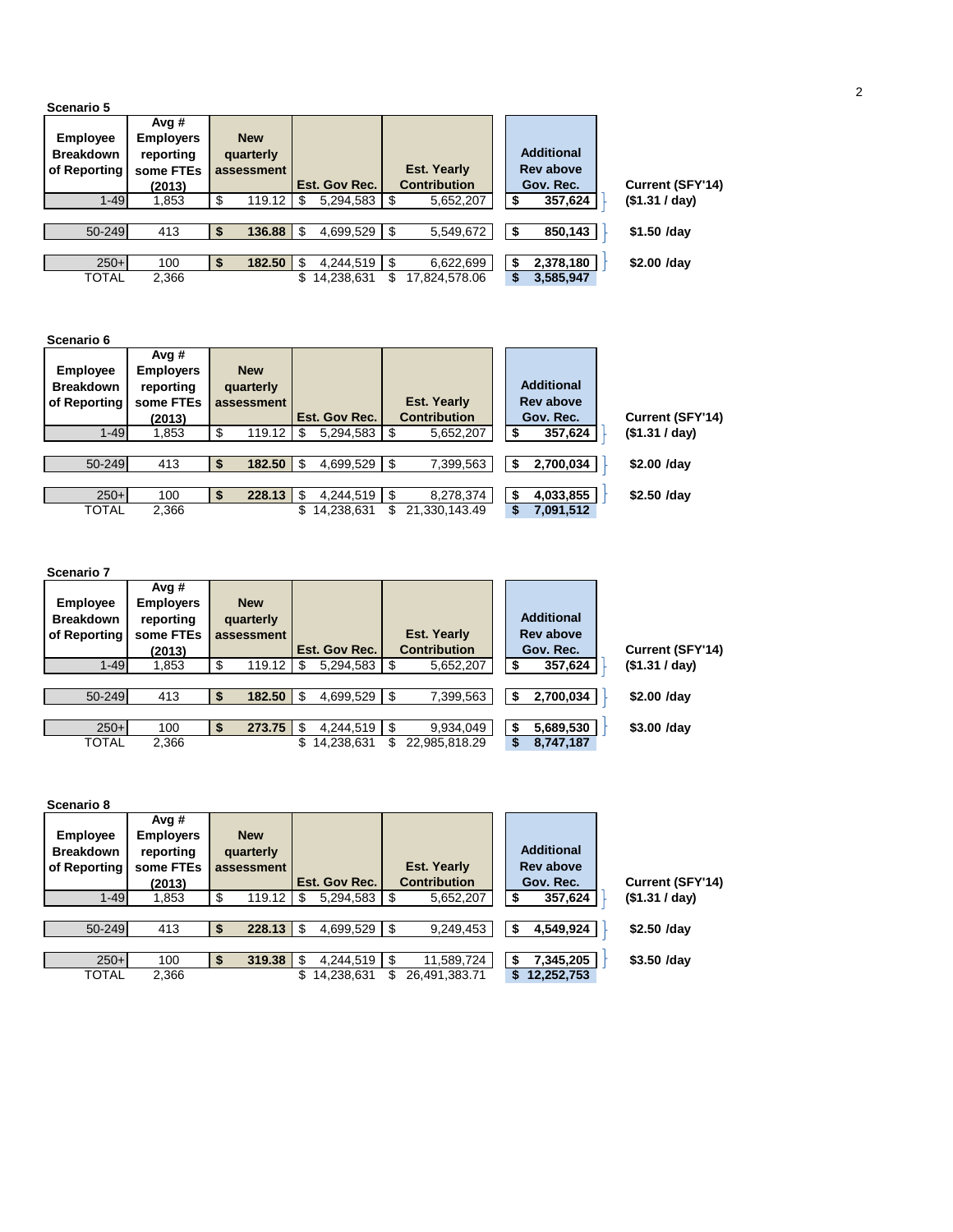**Scenario 5**

| Employee Breakdown of Reporting | Avg # Employers reporting some FTEs (2013) | New quarterly assessment | Est. Gov Rec. | Est. Yearly Contribution | Additional Rev above Gov. Rec. | Current (SFY'14) |
|---|---|---|---|---|---|---|
| 1-49 | 1,853 | $ 119.12 | $ 5,294,583 | $ 5,652,207 | $ 357,624 | ($1.31 / day) |
| 50-249 | 413 | **$ 136.88** | $ 4,699,529 | $ 5,549,672 | **$ 850,143** | **$1.50 /day** |
| 250+ | 100 | **$ 182.50** | $ 4,244,519 | $ 6,622,699 | **$ 2,378,180** | **$2.00 /day** |
| TOTAL | 2,366 | | $ 14,238,631 | $ 17,824,578.06 | **$ 3,585,947** | |

**Scenario 6**

| Employee Breakdown of Reporting | Avg # Employers reporting some FTEs (2013) | New quarterly assessment | Est. Gov Rec. | Est. Yearly Contribution | Additional Rev above Gov. Rec. | Current (SFY'14) |
|---|---|---|---|---|---|---|
| 1-49 | 1,853 | $ 119.12 | $ 5,294,583 | $ 5,652,207 | $ 357,624 | ($1.31 / day) |
| 50-249 | 413 | **$ 182.50** | $ 4,699,529 | $ 7,399,563 | **$ 2,700,034** | **$2.00 /day** |
| 250+ | 100 | **$ 228.13** | $ 4,244,519 | $ 8,278,374 | **$ 4,033,855** | **$2.50 /day** |
| TOTAL | 2,366 | | $ 14,238,631 | $ 21,330,143.49 | **$ 7,091,512** | |

**Scenario 7**

| Employee Breakdown of Reporting | Avg # Employers reporting some FTEs (2013) | New quarterly assessment | Est. Gov Rec. | Est. Yearly Contribution | Additional Rev above Gov. Rec. | Current (SFY'14) |
|---|---|---|---|---|---|---|
| 1-49 | 1,853 | $ 119.12 | $ 5,294,583 | $ 5,652,207 | $ 357,624 | ($1.31 / day) |
| 50-249 | 413 | **$ 182.50** | $ 4,699,529 | $ 7,399,563 | **$ 2,700,034** | **$2.00 /day** |
| 250+ | 100 | **$ 273.75** | $ 4,244,519 | $ 9,934,049 | **$ 5,689,530** | **$3.00 /day** |
| TOTAL | 2,366 | | $ 14,238,631 | $ 22,985,818.29 | **$ 8,747,187** | |

**Scenario 8**

| Employee Breakdown of Reporting | Avg # Employers reporting some FTEs (2013) | New quarterly assessment | Est. Gov Rec. | Est. Yearly Contribution | Additional Rev above Gov. Rec. | Current (SFY'14) |
|---|---|---|---|---|---|---|
| 1-49 | 1,853 | $ 119.12 | $ 5,294,583 | $ 5,652,207 | $ 357,624 | ($1.31 / day) |
| 50-249 | 413 | **$ 228.13** | $ 4,699,529 | $ 9,249,453 | **$ 4,549,924** | **$2.50 /day** |
| 250+ | 100 | **$ 319.38** | $ 4,244,519 | $ 11,589,724 | **$ 7,345,205** | **$3.50 /day** |
| TOTAL | 2,366 | | $ 14,238,631 | $ 26,491,383.71 | **$ 12,252,753** | |